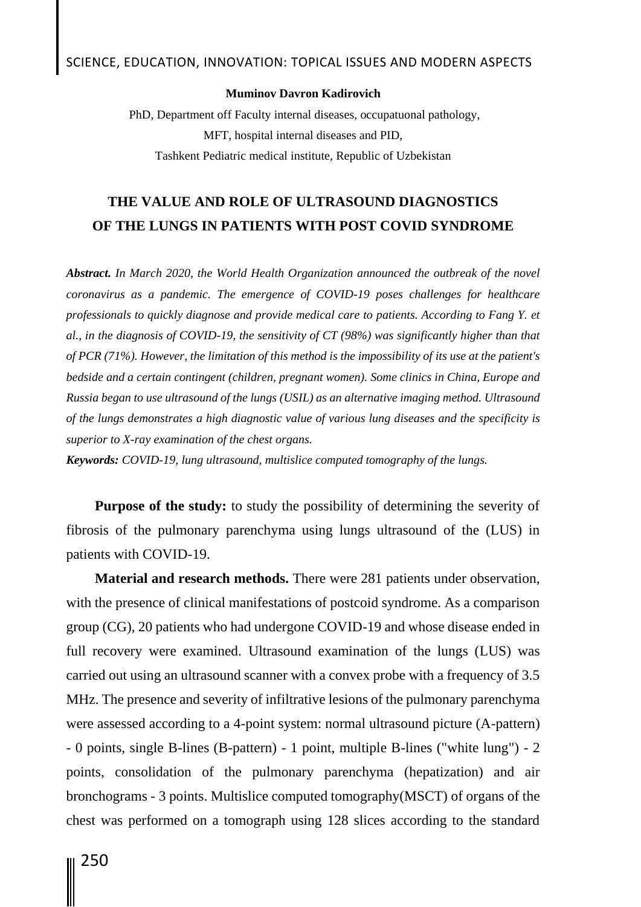**Muminov Davron Kadirovich**

PhD, Department off Faculty internal diseases, occupatuonal pathology,
MFT, hospital internal diseases and PID,
Tashkent Pediatric medical institute, Republic of Uzbekistan

# THE VALUE AND ROLE OF ULTRASOUND DIAGNOSTICS OF THE LUNGS IN PATIENTS WITH POST COVID SYNDROME

***Abstract.*** *In March 2020, the World Health Organization announced the outbreak of the novel coronavirus as a pandemic. The emergence of COVID-19 poses challenges for healthcare professionals to quickly diagnose and provide medical care to patients. According to Fang Y. et al., in the diagnosis of COVID-19, the sensitivity of CT (98%) was significantly higher than that of PCR (71%). However, the limitation of this method is the impossibility of its use at the patient's bedside and a certain contingent (children, pregnant women). Some clinics in China, Europe and Russia began to use ultrasound of the lungs (USIL) as an alternative imaging method. Ultrasound of the lungs demonstrates a high diagnostic value of various lung diseases and the specificity is superior to X-ray examination of the chest organs.*

***Keywords:*** *COVID-19, lung ultrasound, multislice computed tomography of the lungs.*

**Purpose of the study:** to study the possibility of determining the severity of fibrosis of the pulmonary parenchyma using lungs ultrasound of the (LUS) in patients with COVID-19.

**Material and research methods.** There were 281 patients under observation, with the presence of clinical manifestations of postcoid syndrome. As a comparison group (CG), 20 patients who had undergone COVID-19 and whose disease ended in full recovery were examined. Ultrasound examination of the lungs (LUS) was carried out using an ultrasound scanner with a convex probe with a frequency of 3.5 MHz. The presence and severity of infiltrative lesions of the pulmonary parenchyma were assessed according to a 4-point system: normal ultrasound picture (A-pattern) - 0 points, single B-lines (B-pattern) - 1 point, multiple B-lines ("white lung") - 2 points, consolidation of the pulmonary parenchyma (hepatization) and air bronchograms - 3 points. Multislice computed tomography(MSCT) of organs of the chest was performed on a tomograph using 128 slices according to the standard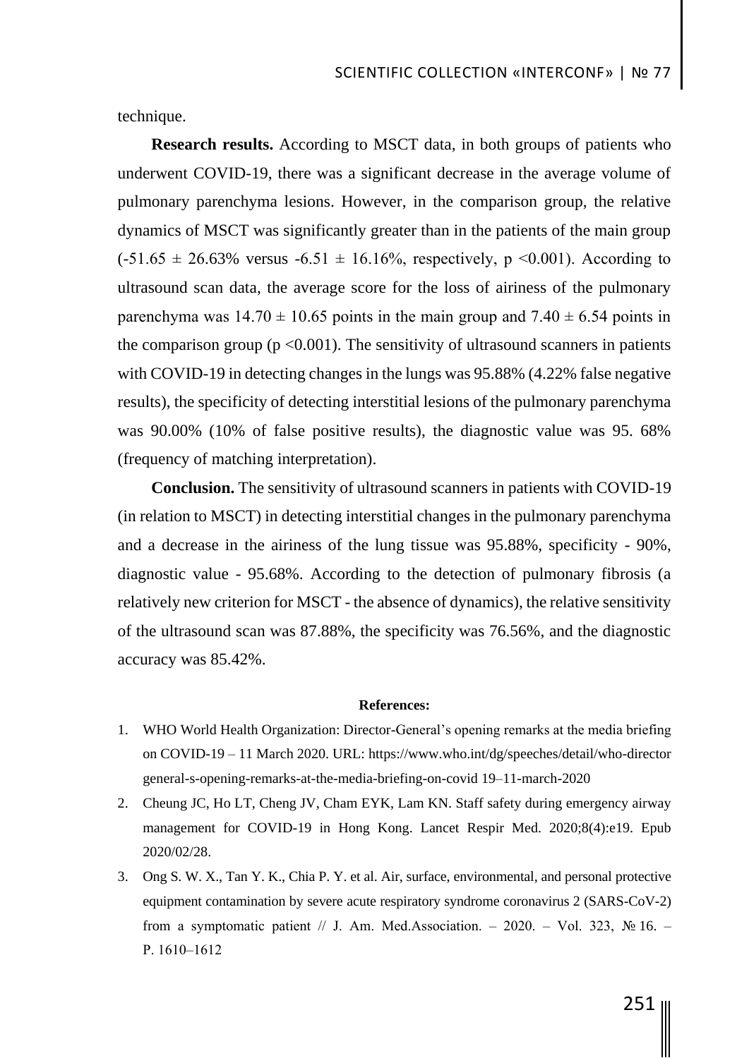technique.

**Research results.** According to MSCT data, in both groups of patients who underwent COVID-19, there was a significant decrease in the average volume of pulmonary parenchyma lesions. However, in the comparison group, the relative dynamics of MSCT was significantly greater than in the patients of the main group ($-51.65 \pm 26.63\%$ versus $-6.51 \pm 16.16\%$, respectively, $p < 0.001$). According to ultrasound scan data, the average score for the loss of airiness of the pulmonary parenchyma was $14.70 \pm 10.65$ points in the main group and $7.40 \pm 6.54$ points in the comparison group ($p < 0.001$). The sensitivity of ultrasound scanners in patients with COVID-19 in detecting changes in the lungs was 95.88% (4.22% false negative results), the specificity of detecting interstitial lesions of the pulmonary parenchyma was 90.00% (10% of false positive results), the diagnostic value was 95. 68% (frequency of matching interpretation).

**Conclusion.** The sensitivity of ultrasound scanners in patients with COVID-19 (in relation to MSCT) in detecting interstitial changes in the pulmonary parenchyma and a decrease in the airiness of the lung tissue was 95.88%, specificity - 90%, diagnostic value - 95.68%. According to the detection of pulmonary fibrosis (a relatively new criterion for MSCT - the absence of dynamics), the relative sensitivity of the ultrasound scan was 87.88%, the specificity was 76.56%, and the diagnostic accuracy was 85.42%.

**References:**

1. WHO World Health Organization: Director-General's opening remarks at the media briefing on COVID-19 – 11 March 2020. URL: https://www.who.int/dg/speeches/detail/who-director general-s-opening-remarks-at-the-media-briefing-on-covid 19–11-march-2020
2. Cheung JC, Ho LT, Cheng JV, Cham EYK, Lam KN. Staff safety during emergency airway management for COVID-19 in Hong Kong. Lancet Respir Med. 2020;8(4):e19. Epub 2020/02/28.
3. Ong S. W. X., Tan Y. K., Chia P. Y. et al. Air, surface, environmental, and personal protective equipment contamination by severe acute respiratory syndrome coronavirus 2 (SARS-CoV-2) from a symptomatic patient // J. Am. Med.Association. – 2020. – Vol. 323, № 16. – P. 1610–1612